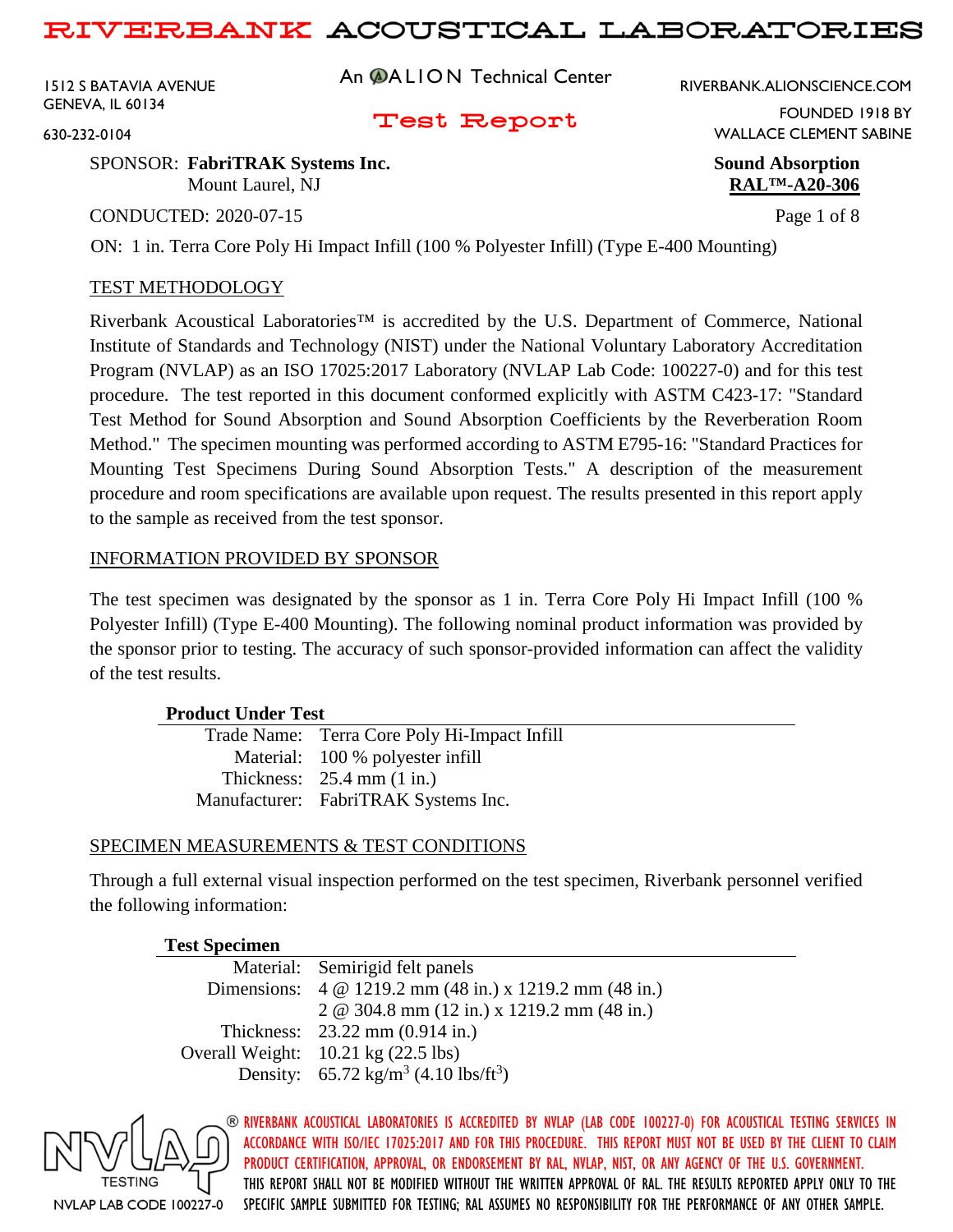# RIVERBANK ACOUSTICAL LABORATORIES

1512 S BATAVIA AVENUE
GENEVA, IL 60134
630-232-0104

An ALION Technical Center

**Test Report**

RIVERBANK.ALIONSCIENCE.COM
FOUNDED 1918 BY
WALLACE CLEMENT SABINE

SPONSOR: **FabriTRAK Systems Inc.**
Mount Laurel, NJ

**Sound Absorption**
**RAL™-A20-306**

CONDUCTED: 2020-07-15

ON: 1 in. Terra Core Poly Hi Impact Infill (100 % Polyester Infill) (Type E-400 Mounting)

## TEST METHODOLOGY

Riverbank Acoustical Laboratories™ is accredited by the U.S. Department of Commerce, National Institute of Standards and Technology (NIST) under the National Voluntary Laboratory Accreditation Program (NVLAP) as an ISO 17025:2017 Laboratory (NVLAP Lab Code: 100227-0) and for this test procedure. The test reported in this document conformed explicitly with ASTM C423-17: "Standard Test Method for Sound Absorption and Sound Absorption Coefficients by the Reverberation Room Method." The specimen mounting was performed according to ASTM E795-16: "Standard Practices for Mounting Test Specimens During Sound Absorption Tests." A description of the measurement procedure and room specifications are available upon request. The results presented in this report apply to the sample as received from the test sponsor.

## INFORMATION PROVIDED BY SPONSOR

The test specimen was designated by the sponsor as 1 in. Terra Core Poly Hi Impact Infill (100 % Polyester Infill) (Type E-400 Mounting). The following nominal product information was provided by the sponsor prior to testing. The accuracy of such sponsor-provided information can affect the validity of the test results.

**Product Under Test**

| | |
|---|---|
| Trade Name: | Terra Core Poly Hi-Impact Infill |
| Material: | 100 % polyester infill |
| Thickness: | 25.4 mm (1 in.) |
| Manufacturer: | FabriTRAK Systems Inc. |

## SPECIMEN MEASUREMENTS & TEST CONDITIONS

Through a full external visual inspection performed on the test specimen, Riverbank personnel verified the following information:

**Test Specimen**

| | |
|---|---|
| Material: | Semirigid felt panels |
| Dimensions: | 4 @ 1219.2 mm (48 in.) x 1219.2 mm (48 in.) |
| | 2 @ 304.8 mm (12 in.) x 1219.2 mm (48 in.) |
| Thickness: | 23.22 mm (0.914 in.) |
| Overall Weight: | 10.21 kg (22.5 lbs) |
| Density: | 65.72 kg/m$^3$ (4.10 lbs/ft$^3$) |

NVLAP TESTING
NVLAP LAB CODE 100227-0

RIVERBANK ACOUSTICAL LABORATORIES IS ACCREDITED BY NVLAP (LAB CODE 100227-0) FOR ACOUSTICAL TESTING SERVICES IN ACCORDANCE WITH ISO/IEC 17025:2017 AND FOR THIS PROCEDURE. THIS REPORT MUST NOT BE USED BY THE CLIENT TO CLAIM PRODUCT CERTIFICATION, APPROVAL, OR ENDORSEMENT BY RAL, NVLAP, NIST, OR ANY AGENCY OF THE U.S. GOVERNMENT. THIS REPORT SHALL NOT BE MODIFIED WITHOUT THE WRITTEN APPROVAL OF RAL. THE RESULTS REPORTED APPLY ONLY TO THE SPECIFIC SAMPLE SUBMITTED FOR TESTING; RAL ASSUMES NO RESPONSIBILITY FOR THE PERFORMANCE OF ANY OTHER SAMPLE.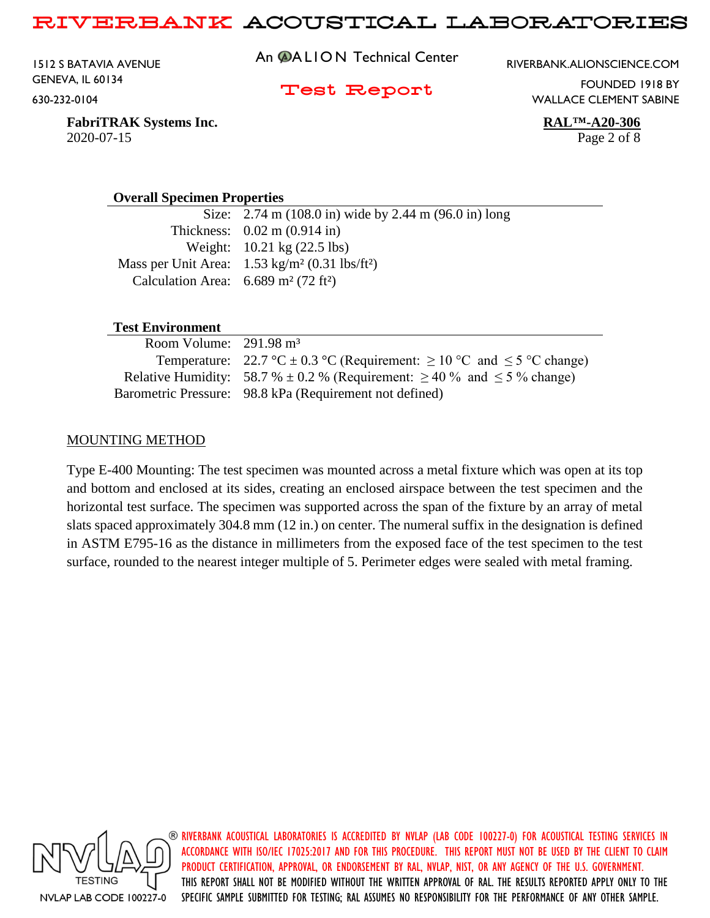## Overall Specimen Properties

| | |
|---|---|
| Size: | 2.74 m (108.0 in) wide by 2.44 m (96.0 in) long |
| Thickness: | 0.02 m (0.914 in) |
| Weight: | 10.21 kg (22.5 lbs) |
| Mass per Unit Area: | 1.53 kg/m² (0.31 lbs/ft²) |
| Calculation Area: | 6.689 m² (72 ft²) |

## Test Environment

| | |
|---|---|
| Room Volume: | 291.98 m³ |
| Temperature: | 22.7 °C ± 0.3 °C (Requirement: ≥ 10 °C and ≤ 5 °C change) |
| Relative Humidity: | 58.7 % ± 0.2 % (Requirement: ≥ 40 % and ≤ 5 % change) |
| Barometric Pressure: | 98.8 kPa (Requirement not defined) |

## MOUNTING METHOD

Type E-400 Mounting: The test specimen was mounted across a metal fixture which was open at its top and bottom and enclosed at its sides, creating an enclosed airspace between the test specimen and the horizontal test surface. The specimen was supported across the span of the fixture by an array of metal slats spaced approximately 304.8 mm (12 in.) on center. The numeral suffix in the designation is defined in ASTM E795-16 as the distance in millimeters from the exposed face of the test specimen to the test surface, rounded to the nearest integer multiple of 5. Perimeter edges were sealed with metal framing.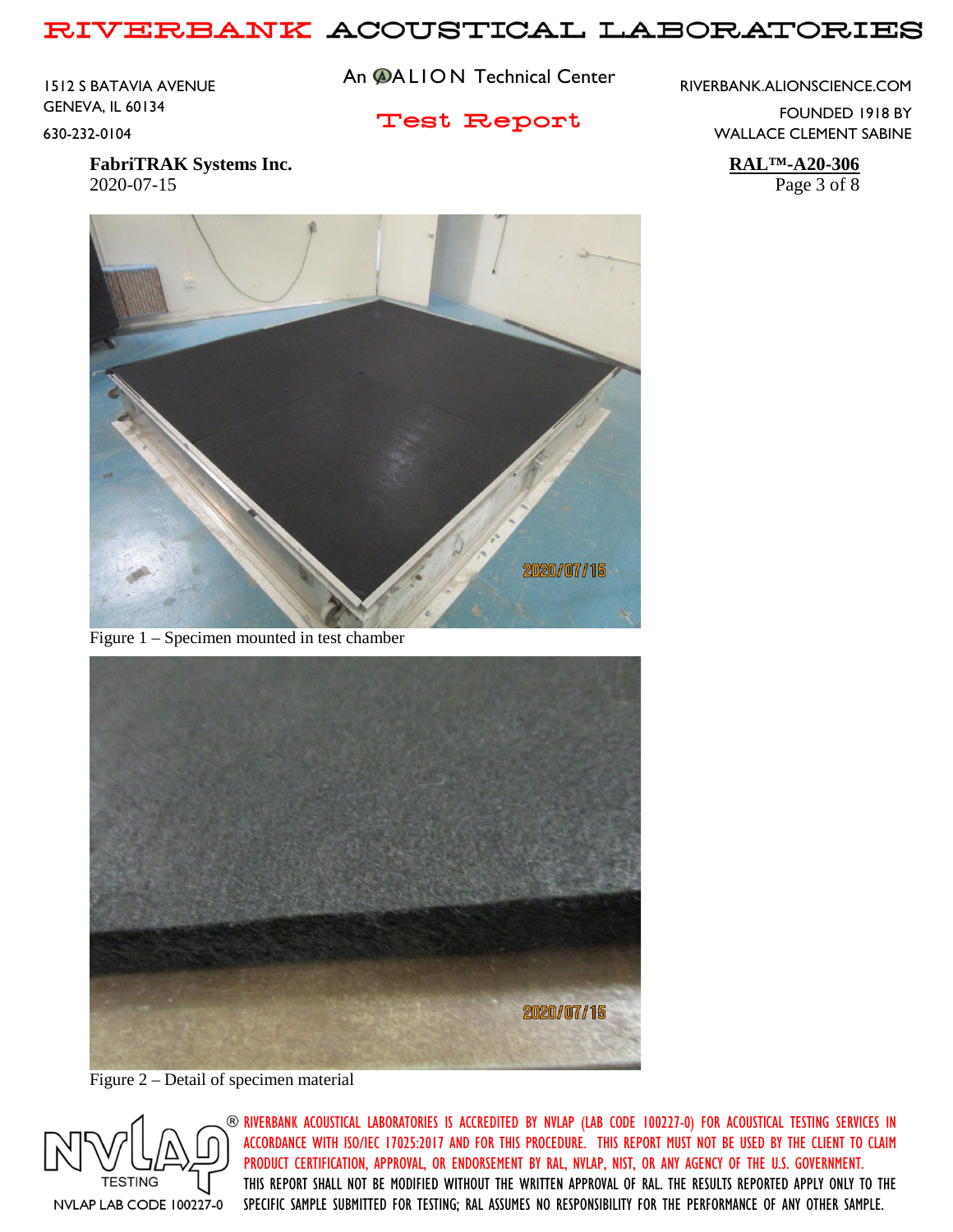Figure 1 – Specimen mounted in test chamber

Figure 2 – Detail of specimen material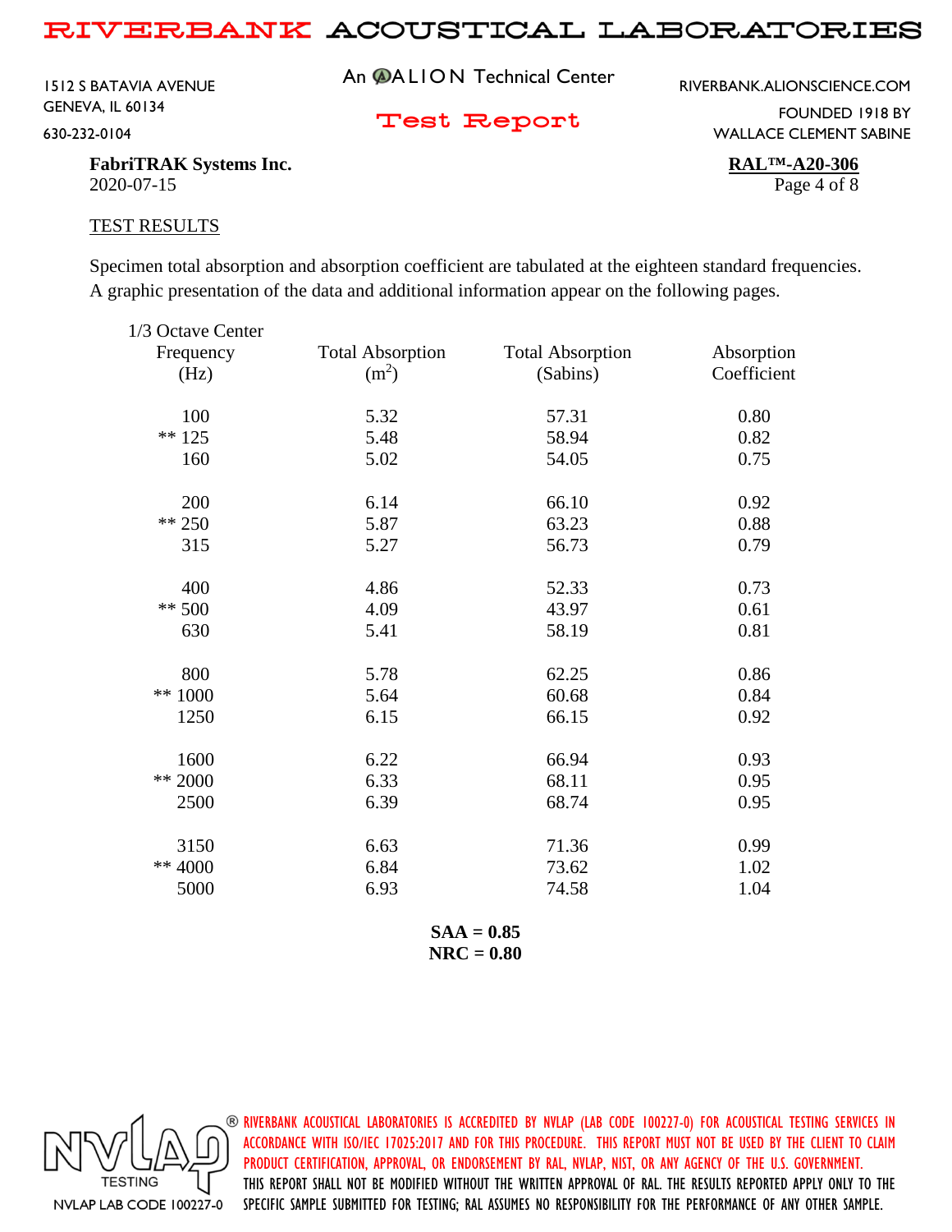**FabriTRAK Systems Inc.**
2020-07-15

**RAL™-A20-306**

## TEST RESULTS

Specimen total absorption and absorption coefficient are tabulated at the eighteen standard frequencies. A graphic presentation of the data and additional information appear on the following pages.

| 1/3 Octave Center Frequency (Hz) | Total Absorption ($m^2$) | Total Absorption (Sabins) | Absorption Coefficient |
|---|---|---|---|
| 100 | 5.32 | 57.31 | 0.80 |
| ** 125 | 5.48 | 58.94 | 0.82 |
| 160 | 5.02 | 54.05 | 0.75 |
| 200 | 6.14 | 66.10 | 0.92 |
| ** 250 | 5.87 | 63.23 | 0.88 |
| 315 | 5.27 | 56.73 | 0.79 |
| 400 | 4.86 | 52.33 | 0.73 |
| ** 500 | 4.09 | 43.97 | 0.61 |
| 630 | 5.41 | 58.19 | 0.81 |
| 800 | 5.78 | 62.25 | 0.86 |
| ** 1000 | 5.64 | 60.68 | 0.84 |
| 1250 | 6.15 | 66.15 | 0.92 |
| 1600 | 6.22 | 66.94 | 0.93 |
| ** 2000 | 6.33 | 68.11 | 0.95 |
| 2500 | 6.39 | 68.74 | 0.95 |
| 3150 | 6.63 | 71.36 | 0.99 |
| ** 4000 | 6.84 | 73.62 | 1.02 |
| 5000 | 6.93 | 74.58 | 1.04 |

**SAA = 0.85**
**NRC = 0.80**

NVLAP® TESTING
NVLAP LAB CODE 100227-0

RIVERBANK ACOUSTICAL LABORATORIES IS ACCREDITED BY NVLAP (LAB CODE 100227-0) FOR ACOUSTICAL TESTING SERVICES IN ACCORDANCE WITH ISO/IEC 17025:2017 AND FOR THIS PROCEDURE. THIS REPORT MUST NOT BE USED BY THE CLIENT TO CLAIM PRODUCT CERTIFICATION, APPROVAL, OR ENDORSEMENT BY RAL, NVLAP, NIST, OR ANY AGENCY OF THE U.S. GOVERNMENT. THIS REPORT SHALL NOT BE MODIFIED WITHOUT THE WRITTEN APPROVAL OF RAL. THE RESULTS REPORTED APPLY ONLY TO THE SPECIFIC SAMPLE SUBMITTED FOR TESTING; RAL ASSUMES NO RESPONSIBILITY FOR THE PERFORMANCE OF ANY OTHER SAMPLE.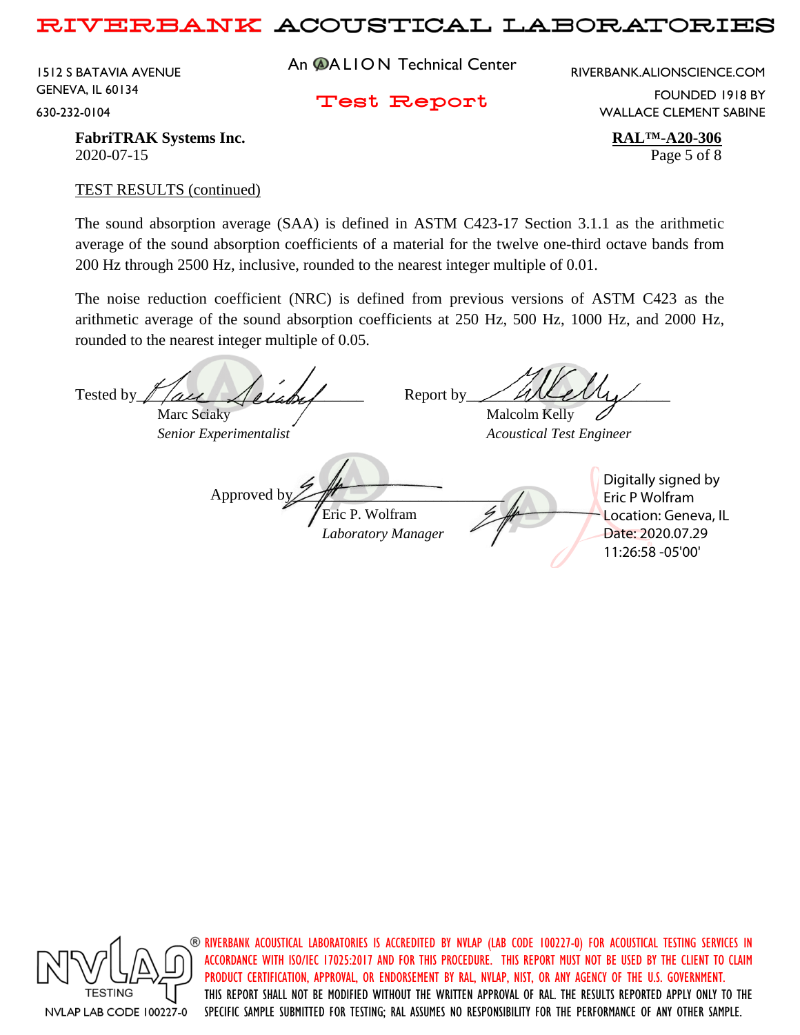**FabriTRAK Systems Inc.**
2020-07-15

**RAL™-A20-306**

TEST RESULTS (continued)

The sound absorption average (SAA) is defined in ASTM C423-17 Section 3.1.1 as the arithmetic average of the sound absorption coefficients of a material for the twelve one-third octave bands from 200 Hz through 2500 Hz, inclusive, rounded to the nearest integer multiple of 0.01.

The noise reduction coefficient (NRC) is defined from previous versions of ASTM C423 as the arithmetic average of the sound absorption coefficients at 250 Hz, 500 Hz, 1000 Hz, and 2000 Hz, rounded to the nearest integer multiple of 0.05.

Tested by Marc Sciaky
*Senior Experimentalist*

Report by Malcolm Kelly
*Acoustical Test Engineer*

Approved by Eric P. Wolfram
*Laboratory Manager*

Digitally signed by Eric P Wolfram
Location: Geneva, IL
Date: 2020.07.29 11:26:58 -05'00'

RIVERBANK ACOUSTICAL LABORATORIES IS ACCREDITED BY NVLAP (LAB CODE 100227-0) FOR ACOUSTICAL TESTING SERVICES IN ACCORDANCE WITH ISO/IEC 17025:2017 AND FOR THIS PROCEDURE. THIS REPORT MUST NOT BE USED BY THE CLIENT TO CLAIM PRODUCT CERTIFICATION, APPROVAL, OR ENDORSEMENT BY RAL, NVLAP, NIST, OR ANY AGENCY OF THE U.S. GOVERNMENT. THIS REPORT SHALL NOT BE MODIFIED WITHOUT THE WRITTEN APPROVAL OF RAL. THE RESULTS REPORTED APPLY ONLY TO THE SPECIFIC SAMPLE SUBMITTED FOR TESTING; RAL ASSUMES NO RESPONSIBILITY FOR THE PERFORMANCE OF ANY OTHER SAMPLE.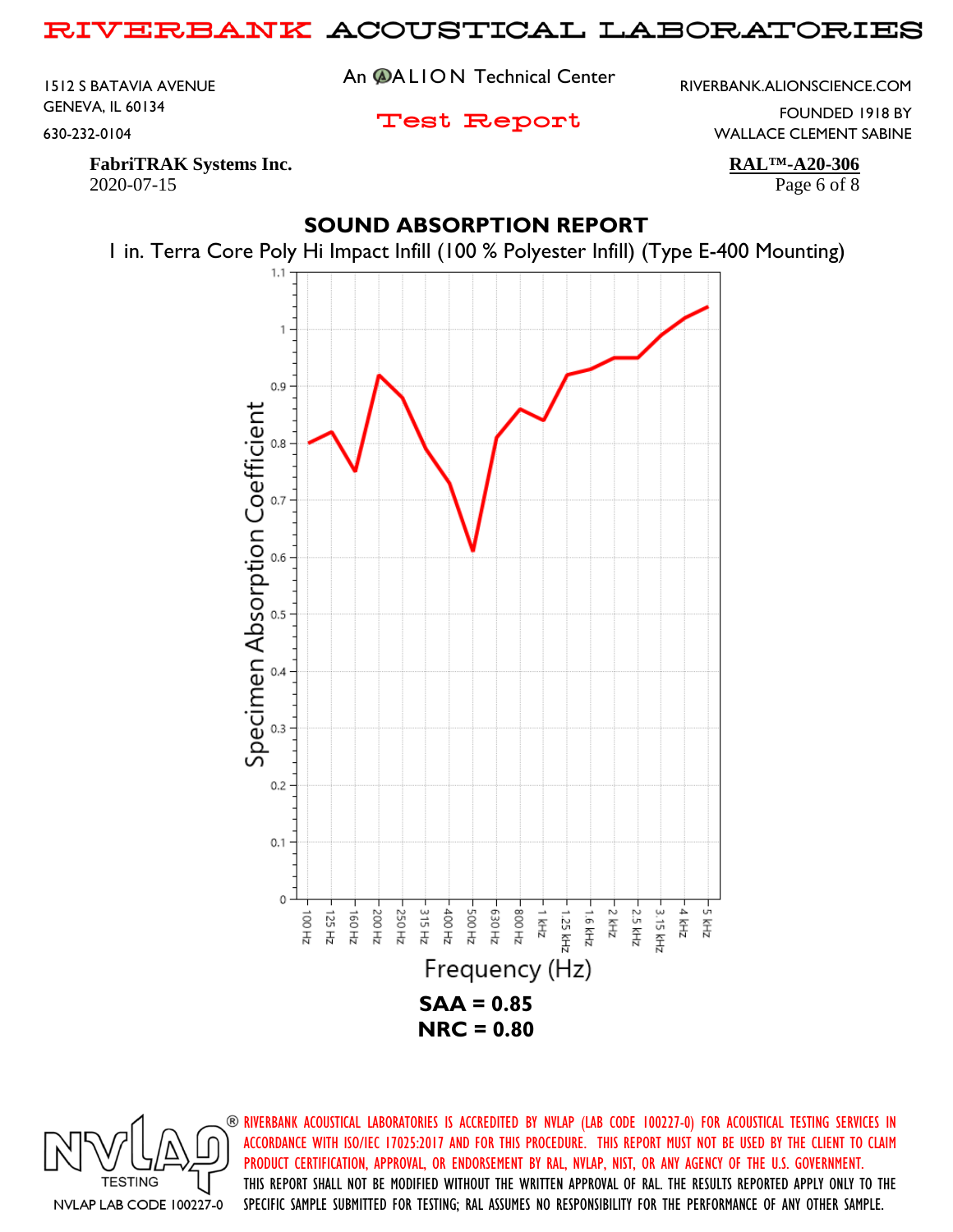FabriTRAK Systems Inc.
2020-07-15

RAL™-A20-306

## SOUND ABSORPTION REPORT

1 in. Terra Core Poly Hi Impact Infill (100 % Polyester Infill) (Type E-400 Mounting)

Specimen Absorption Coefficient

1.1
1
0.9
0.8
0.7
0.6
0.5
0.4
0.3
0.2
0.1
0

100 Hz
125 Hz
160 Hz
200 Hz
250 Hz
315 Hz
400 Hz
500 Hz
630 Hz
800 Hz
1 kHz
1.25 kHz
1.6 kHz
2 kHz
2.5 kHz
3.15 kHz
4 kHz
5 kHz

Frequency (Hz)

**SAA = 0.85**
**NRC = 0.80**

NVLAP TESTING
NVLAP LAB CODE 100227-0

RIVERBANK ACOUSTICAL LABORATORIES IS ACCREDITED BY NVLAP (LAB CODE 100227-0) FOR ACOUSTICAL TESTING SERVICES IN ACCORDANCE WITH ISO/IEC 17025:2017 AND FOR THIS PROCEDURE. THIS REPORT MUST NOT BE USED BY THE CLIENT TO CLAIM PRODUCT CERTIFICATION, APPROVAL, OR ENDORSEMENT BY RAL, NVLAP, NIST, OR ANY AGENCY OF THE U.S. GOVERNMENT. THIS REPORT SHALL NOT BE MODIFIED WITHOUT THE WRITTEN APPROVAL OF RAL. THE RESULTS REPORTED APPLY ONLY TO THE SPECIFIC SAMPLE SUBMITTED FOR TESTING; RAL ASSUMES NO RESPONSIBILITY FOR THE PERFORMANCE OF ANY OTHER SAMPLE.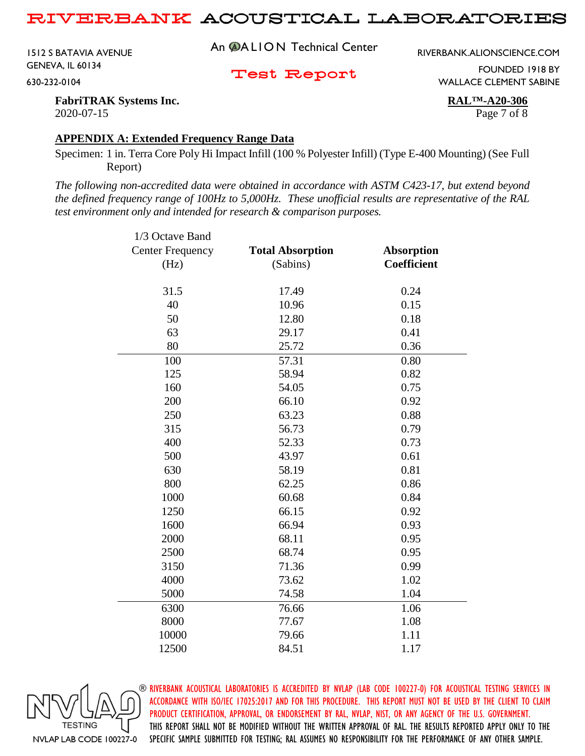**FabriTRAK Systems Inc.**
2020-07-15

**RAL™-A20-306**

## APPENDIX A: Extended Frequency Range Data

Specimen: 1 in. Terra Core Poly Hi Impact Infill (100 % Polyester Infill) (Type E-400 Mounting) (See Full Report)

*The following non-accredited data were obtained in accordance with ASTM C423-17, but extend beyond the defined frequency range of 100Hz to 5,000Hz. These unofficial results are representative of the RAL test environment only and intended for research & comparison purposes.*

| 1/3 Octave Band Center Frequency (Hz) | **Total Absorption** (Sabins) | **Absorption Coefficient** |
|---|---|---|
| 31.5 | 17.49 | 0.24 |
| 40 | 10.96 | 0.15 |
| 50 | 12.80 | 0.18 |
| 63 | 29.17 | 0.41 |
| 80 | 25.72 | 0.36 |
| 100 | 57.31 | 0.80 |
| 125 | 58.94 | 0.82 |
| 160 | 54.05 | 0.75 |
| 200 | 66.10 | 0.92 |
| 250 | 63.23 | 0.88 |
| 315 | 56.73 | 0.79 |
| 400 | 52.33 | 0.73 |
| 500 | 43.97 | 0.61 |
| 630 | 58.19 | 0.81 |
| 800 | 62.25 | 0.86 |
| 1000 | 60.68 | 0.84 |
| 1250 | 66.15 | 0.92 |
| 1600 | 66.94 | 0.93 |
| 2000 | 68.11 | 0.95 |
| 2500 | 68.74 | 0.95 |
| 3150 | 71.36 | 0.99 |
| 4000 | 73.62 | 1.02 |
| 5000 | 74.58 | 1.04 |
| 6300 | 76.66 | 1.06 |
| 8000 | 77.67 | 1.08 |
| 10000 | 79.66 | 1.11 |
| 12500 | 84.51 | 1.17 |

NVLAP LAB CODE 100227-0

RIVERBANK ACOUSTICAL LABORATORIES IS ACCREDITED BY NVLAP (LAB CODE 100227-0) FOR ACOUSTICAL TESTING SERVICES IN ACCORDANCE WITH ISO/IEC 17025:2017 AND FOR THIS PROCEDURE. THIS REPORT MUST NOT BE USED BY THE CLIENT TO CLAIM PRODUCT CERTIFICATION, APPROVAL, OR ENDORSEMENT BY RAL, NVLAP, NIST, OR ANY AGENCY OF THE U.S. GOVERNMENT. THIS REPORT SHALL NOT BE MODIFIED WITHOUT THE WRITTEN APPROVAL OF RAL. THE RESULTS REPORTED APPLY ONLY TO THE SPECIFIC SAMPLE SUBMITTED FOR TESTING; RAL ASSUMES NO RESPONSIBILITY FOR THE PERFORMANCE OF ANY OTHER SAMPLE.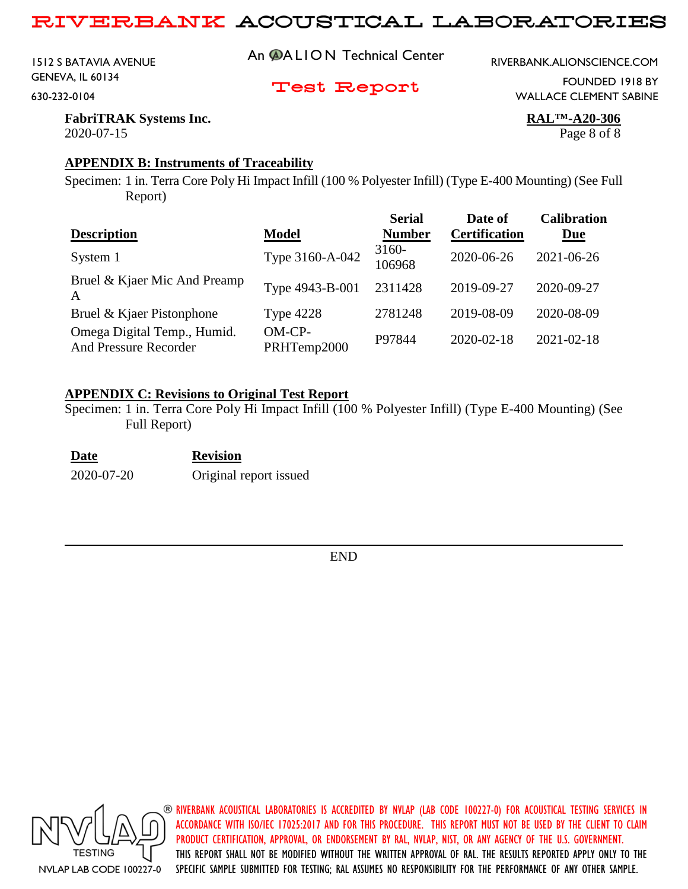**FabriTRAK Systems Inc.**
2020-07-15

**RAL™-A20-306**

## APPENDIX B: Instruments of Traceability

Specimen: 1 in. Terra Core Poly Hi Impact Infill (100 % Polyester Infill) (Type E-400 Mounting) (See Full Report)

| Description | Model | Serial Number | Date of Certification | Calibration Due |
|---|---|---|---|---|
| System 1 | Type 3160-A-042 | 3160-106968 | 2020-06-26 | 2021-06-26 |
| Bruel & Kjaer Mic And Preamp A | Type 4943-B-001 | 2311428 | 2019-09-27 | 2020-09-27 |
| Bruel & Kjaer Pistonphone | Type 4228 | 2781248 | 2019-08-09 | 2020-08-09 |
| Omega Digital Temp., Humid. And Pressure Recorder | OM-CP-PRHTemp2000 | P97844 | 2020-02-18 | 2021-02-18 |

## APPENDIX C: Revisions to Original Test Report

Specimen: 1 in. Terra Core Poly Hi Impact Infill (100 % Polyester Infill) (Type E-400 Mounting) (See Full Report)

| Date | Revision |
|---|---|
| 2020-07-20 | Original report issued |

---

END

RIVERBANK ACOUSTICAL LABORATORIES IS ACCREDITED BY NVLAP (LAB CODE 100227-0) FOR ACOUSTICAL TESTING SERVICES IN ACCORDANCE WITH ISO/IEC 17025:2017 AND FOR THIS PROCEDURE. THIS REPORT MUST NOT BE USED BY THE CLIENT TO CLAIM PRODUCT CERTIFICATION, APPROVAL, OR ENDORSEMENT BY RAL, NVLAP, NIST, OR ANY AGENCY OF THE U.S. GOVERNMENT. THIS REPORT SHALL NOT BE MODIFIED WITHOUT THE WRITTEN APPROVAL OF RAL. THE RESULTS REPORTED APPLY ONLY TO THE SPECIFIC SAMPLE SUBMITTED FOR TESTING; RAL ASSUMES NO RESPONSIBILITY FOR THE PERFORMANCE OF ANY OTHER SAMPLE.